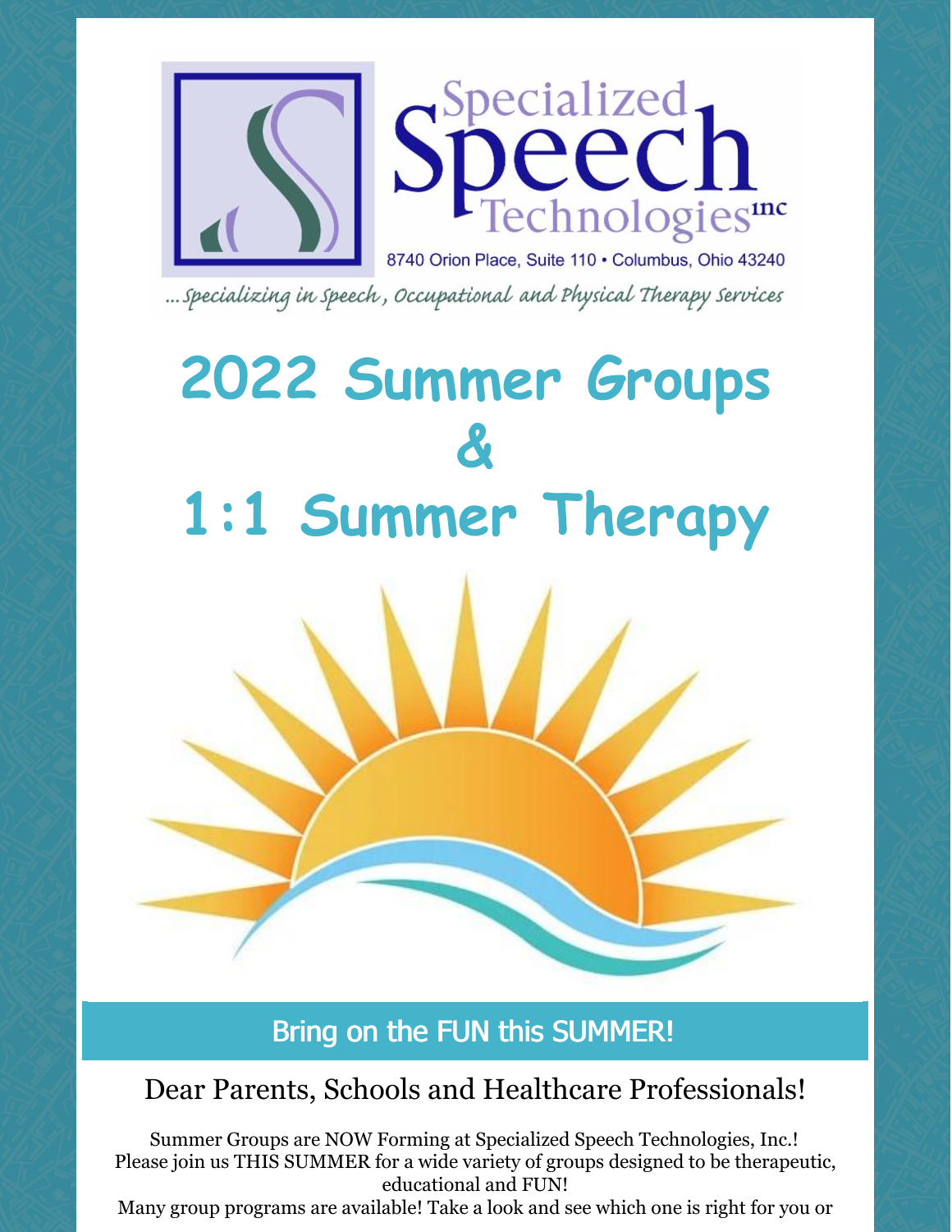Specialized Speech Technologies inc

8740 Orion Place, Suite 110 • Columbus, Ohio 43240

*...Specializing in Speech, Occupational and Physical Therapy Services*

# 2022 Summer Groups & 1:1 Summer Therapy

## Bring on the FUN this SUMMER!

### Dear Parents, Schools and Healthcare Professionals!

Summer Groups are NOW Forming at Specialized Speech Technologies, Inc.!
Please join us THIS SUMMER for a wide variety of groups designed to be therapeutic, educational and FUN!
Many group programs are available! Take a look and see which one is right for you or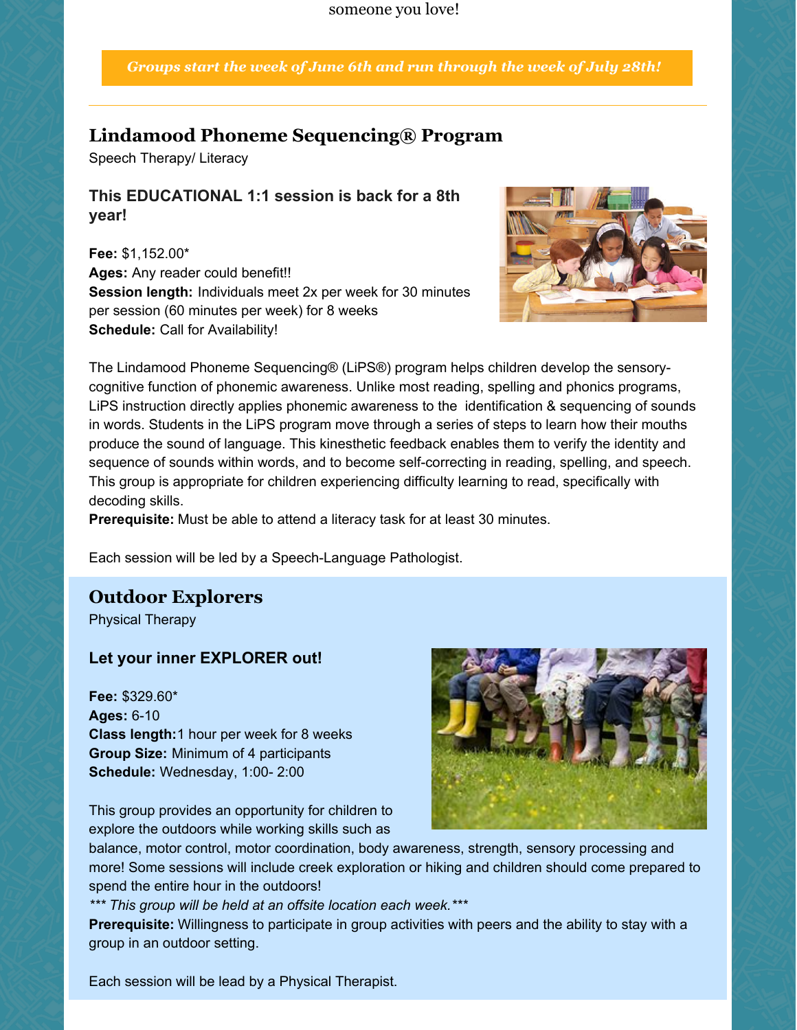someone you love!

***Groups start the week of June 6th and run through the week of July 28th!***

---

## Lindamood Phoneme Sequencing® Program

Speech Therapy/ Literacy

### This EDUCATIONAL 1:1 session is back for a 8th year!

**Fee:** $1,152.00*
**Ages:** Any reader could benefit!!
**Session length:** Individuals meet 2x per week for 30 minutes per session (60 minutes per week) for 8 weeks
**Schedule:** Call for Availability!

The Lindamood Phoneme Sequencing® (LiPS®) program helps children develop the sensory-cognitive function of phonemic awareness. Unlike most reading, spelling and phonics programs, LiPS instruction directly applies phonemic awareness to the identification & sequencing of sounds in words. Students in the LiPS program move through a series of steps to learn how their mouths produce the sound of language. This kinesthetic feedback enables them to verify the identity and sequence of sounds within words, and to become self-correcting in reading, spelling, and speech. This group is appropriate for children experiencing difficulty learning to read, specifically with decoding skills.
**Prerequisite:** Must be able to attend a literacy task for at least 30 minutes.

Each session will be led by a Speech-Language Pathologist.

## Outdoor Explorers

Physical Therapy

### Let your inner EXPLORER out!

**Fee:** $329.60*
**Ages:** 6-10
**Class length:** 1 hour per week for 8 weeks
**Group Size:** Minimum of 4 participants
**Schedule:** Wednesday, 1:00- 2:00

This group provides an opportunity for children to explore the outdoors while working skills such as balance, motor control, motor coordination, body awareness, strength, sensory processing and more! Some sessions will include creek exploration or hiking and children should come prepared to spend the entire hour in the outdoors!
*\*\*\* This group will be held at an offsite location each week.\*\*\**
**Prerequisite:** Willingness to participate in group activities with peers and the ability to stay with a group in an outdoor setting.

Each session will be lead by a Physical Therapist.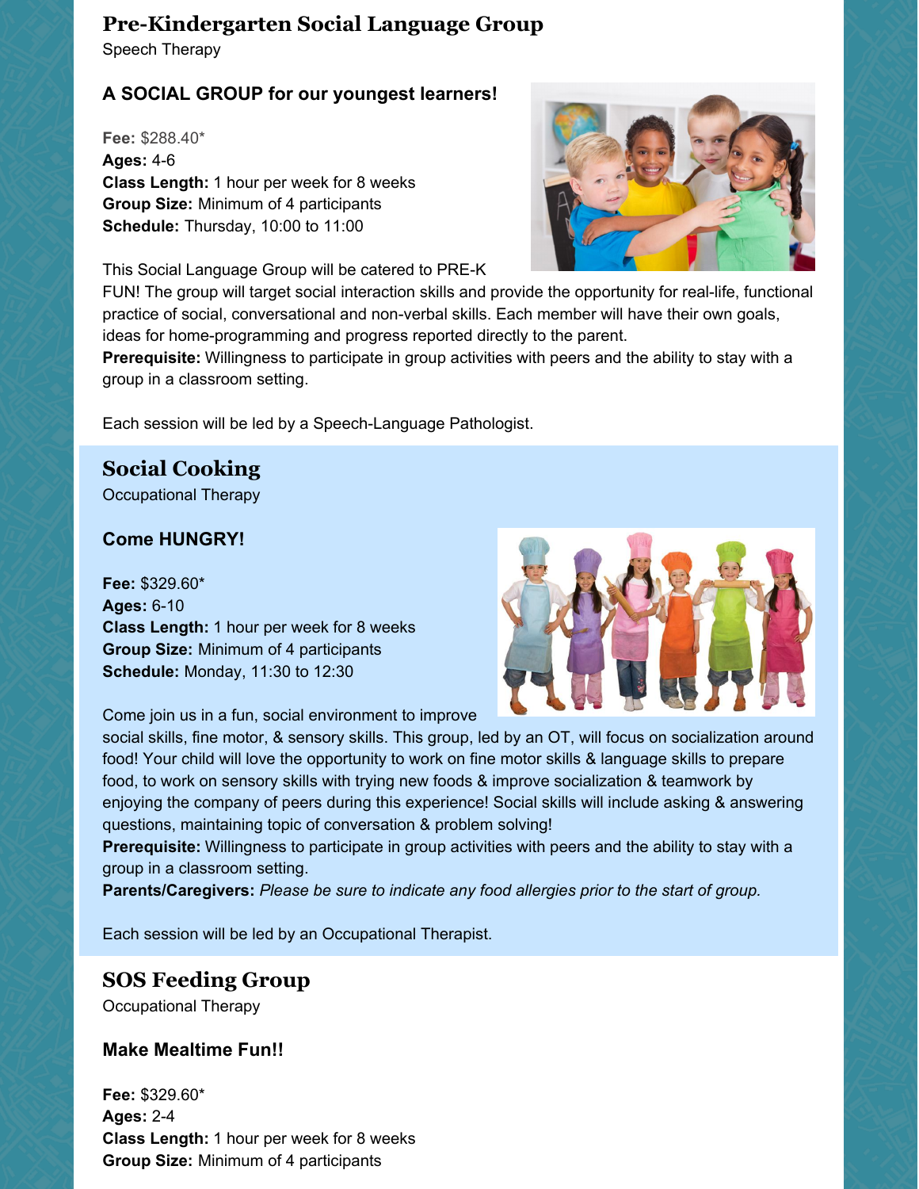## Pre-Kindergarten Social Language Group

Speech Therapy

### A SOCIAL GROUP for our youngest learners!

**Fee:** $288.40*
**Ages:** 4-6
**Class Length:** 1 hour per week for 8 weeks
**Group Size:** Minimum of 4 participants
**Schedule:** Thursday, 10:00 to 11:00

This Social Language Group will be catered to PRE-K FUN! The group will target social interaction skills and provide the opportunity for real-life, functional practice of social, conversational and non-verbal skills. Each member will have their own goals, ideas for home-programming and progress reported directly to the parent.
**Prerequisite:** Willingness to participate in group activities with peers and the ability to stay with a group in a classroom setting.

Each session will be led by a Speech-Language Pathologist.

## Social Cooking

Occupational Therapy

### Come HUNGRY!

**Fee:** $329.60*
**Ages:** 6-10
**Class Length:** 1 hour per week for 8 weeks
**Group Size:** Minimum of 4 participants
**Schedule:** Monday, 11:30 to 12:30

Come join us in a fun, social environment to improve social skills, fine motor, & sensory skills. This group, led by an OT, will focus on socialization around food! Your child will love the opportunity to work on fine motor skills & language skills to prepare food, to work on sensory skills with trying new foods & improve socialization & teamwork by enjoying the company of peers during this experience! Social skills will include asking & answering questions, maintaining topic of conversation & problem solving!
**Prerequisite:** Willingness to participate in group activities with peers and the ability to stay with a group in a classroom setting.
**Parents/Caregivers:** *Please be sure to indicate any food allergies prior to the start of group.*

Each session will be led by an Occupational Therapist.

## SOS Feeding Group

Occupational Therapy

### Make Mealtime Fun!!

**Fee:** $329.60*
**Ages:** 2-4
**Class Length:** 1 hour per week for 8 weeks
**Group Size:** Minimum of 4 participants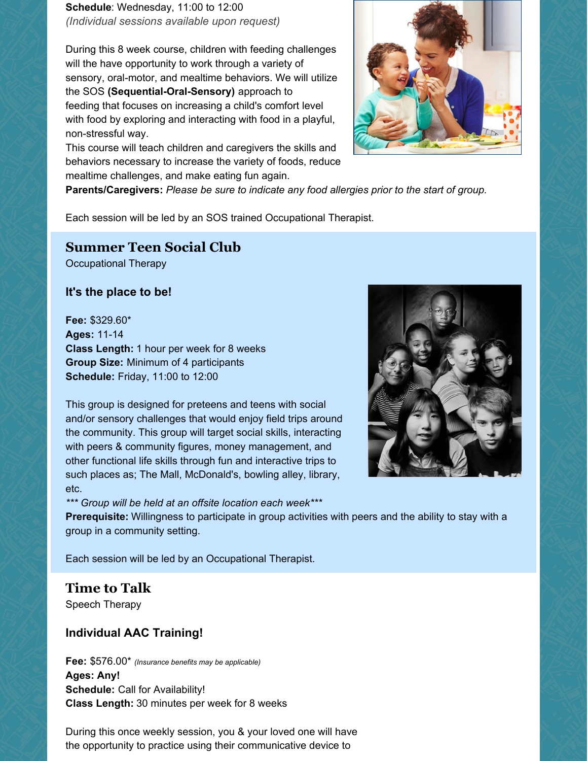**Schedule**: Wednesday, 11:00 to 12:00
*(Individual sessions available upon request)*

During this 8 week course, children with feeding challenges will the have opportunity to work through a variety of sensory, oral-motor, and mealtime behaviors. We will utilize the SOS **(Sequential-Oral-Sensory)** approach to feeding that focuses on increasing a child's comfort level with food by exploring and interacting with food in a playful, non-stressful way.
This course will teach children and caregivers the skills and behaviors necessary to increase the variety of foods, reduce mealtime challenges, and make eating fun again.
**Parents/Caregivers:** *Please be sure to indicate any food allergies prior to the start of group.*

Each session will be led by an SOS trained Occupational Therapist.

## Summer Teen Social Club

Occupational Therapy

### It's the place to be!

**Fee:** $329.60*
**Ages:** 11-14
**Class Length:** 1 hour per week for 8 weeks
**Group Size:** Minimum of 4 participants
**Schedule:** Friday, 11:00 to 12:00

This group is designed for preteens and teens with social and/or sensory challenges that would enjoy field trips around the community. This group will target social skills, interacting with peers & community figures, money management, and other functional life skills through fun and interactive trips to such places as; The Mall, McDonald's, bowling alley, library, etc.
*\*\*\* Group will be held at an offsite location each week\*\*\**
**Prerequisite:** Willingness to participate in group activities with peers and the ability to stay with a group in a community setting.

Each session will be led by an Occupational Therapist.

## Time to Talk

Speech Therapy

### Individual AAC Training!

**Fee:** $576.00* *(Insurance benefits may be applicable)*
**Ages: Any!**
**Schedule:** Call for Availability!
**Class Length:** 30 minutes per week for 8 weeks

During this once weekly session, you & your loved one will have the opportunity to practice using their communicative device to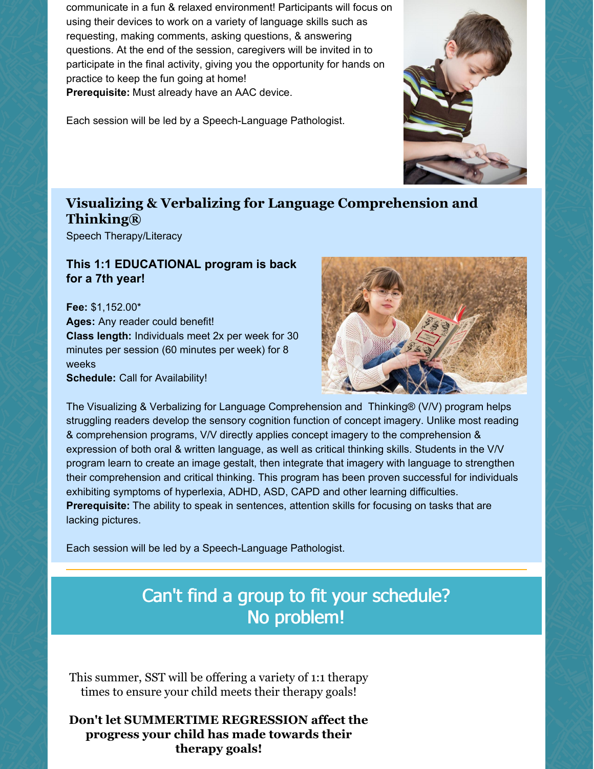communicate in a fun & relaxed environment! Participants will focus on using their devices to work on a variety of language skills such as requesting, making comments, asking questions, & answering questions. At the end of the session, caregivers will be invited in to participate in the final activity, giving you the opportunity for hands on practice to keep the fun going at home!
**Prerequisite:** Must already have an AAC device.

Each session will be led by a Speech-Language Pathologist.

## Visualizing & Verbalizing for Language Comprehension and Thinking®

Speech Therapy/Literacy

**This 1:1 EDUCATIONAL program is back for a 7th year!**

**Fee:** $1,152.00*
**Ages:** Any reader could benefit!
**Class length:** Individuals meet 2x per week for 30 minutes per session (60 minutes per week) for 8 weeks
**Schedule:** Call for Availability!

The Visualizing & Verbalizing for Language Comprehension and Thinking® (V/V) program helps struggling readers develop the sensory cognition function of concept imagery. Unlike most reading & comprehension programs, V/V directly applies concept imagery to the comprehension & expression of both oral & written language, as well as critical thinking skills. Students in the V/V program learn to create an image gestalt, then integrate that imagery with language to strengthen their comprehension and critical thinking. This program has been proven successful for individuals exhibiting symptoms of hyperlexia, ADHD, ASD, CAPD and other learning difficulties.
**Prerequisite:** The ability to speak in sentences, attention skills for focusing on tasks that are lacking pictures.

Each session will be led by a Speech-Language Pathologist.

---

## Can't find a group to fit your schedule? No problem!

This summer, SST will be offering a variety of 1:1 therapy times to ensure your child meets their therapy goals!

**Don't let SUMMERTIME REGRESSION affect the progress your child has made towards their therapy goals!**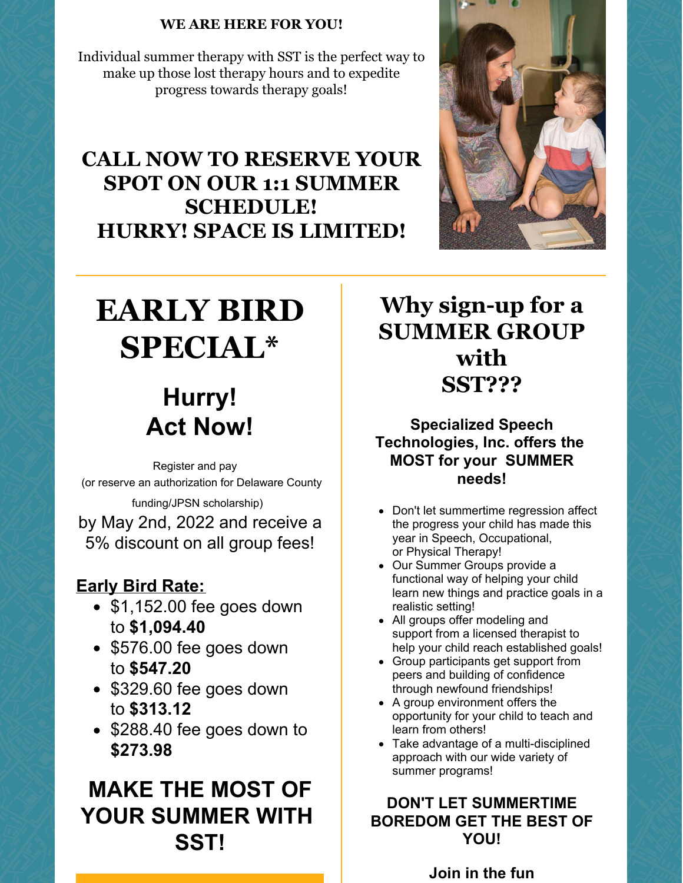**WE ARE HERE FOR YOU!**

Individual summer therapy with SST is the perfect way to make up those lost therapy hours and to expedite progress towards therapy goals!

## CALL NOW TO RESERVE YOUR SPOT ON OUR 1:1 SUMMER SCHEDULE! HURRY! SPACE IS LIMITED!

# EARLY BIRD SPECIAL*

## Hurry! Act Now!

Register and pay (or reserve an authorization for Delaware County funding/JPSN scholarship) by May 2nd, 2022 and receive a 5% discount on all group fees!

**Early Bird Rate:**

- $1,152.00 fee goes down to **$1,094.40**
- $576.00 fee goes down to **$547.20**
- $329.60 fee goes down to **$313.12**
- $288.40 fee goes down to **$273.98**

## MAKE THE MOST OF YOUR SUMMER WITH SST!

## Why sign-up for a SUMMER GROUP with SST???

**Specialized Speech Technologies, Inc. offers the MOST for your SUMMER needs!**

- Don't let summertime regression affect the progress your child has made this year in Speech, Occupational, or Physical Therapy!
- Our Summer Groups provide a functional way of helping your child learn new things and practice goals in a realistic setting!
- All groups offer modeling and support from a licensed therapist to help your child reach established goals!
- Group participants get support from peers and building of confidence through newfound friendships!
- A group environment offers the opportunity for your child to teach and learn from others!
- Take advantage of a multi-disciplined approach with our wide variety of summer programs!

**DON'T LET SUMMERTIME BOREDOM GET THE BEST OF YOU!**

**Join in the fun**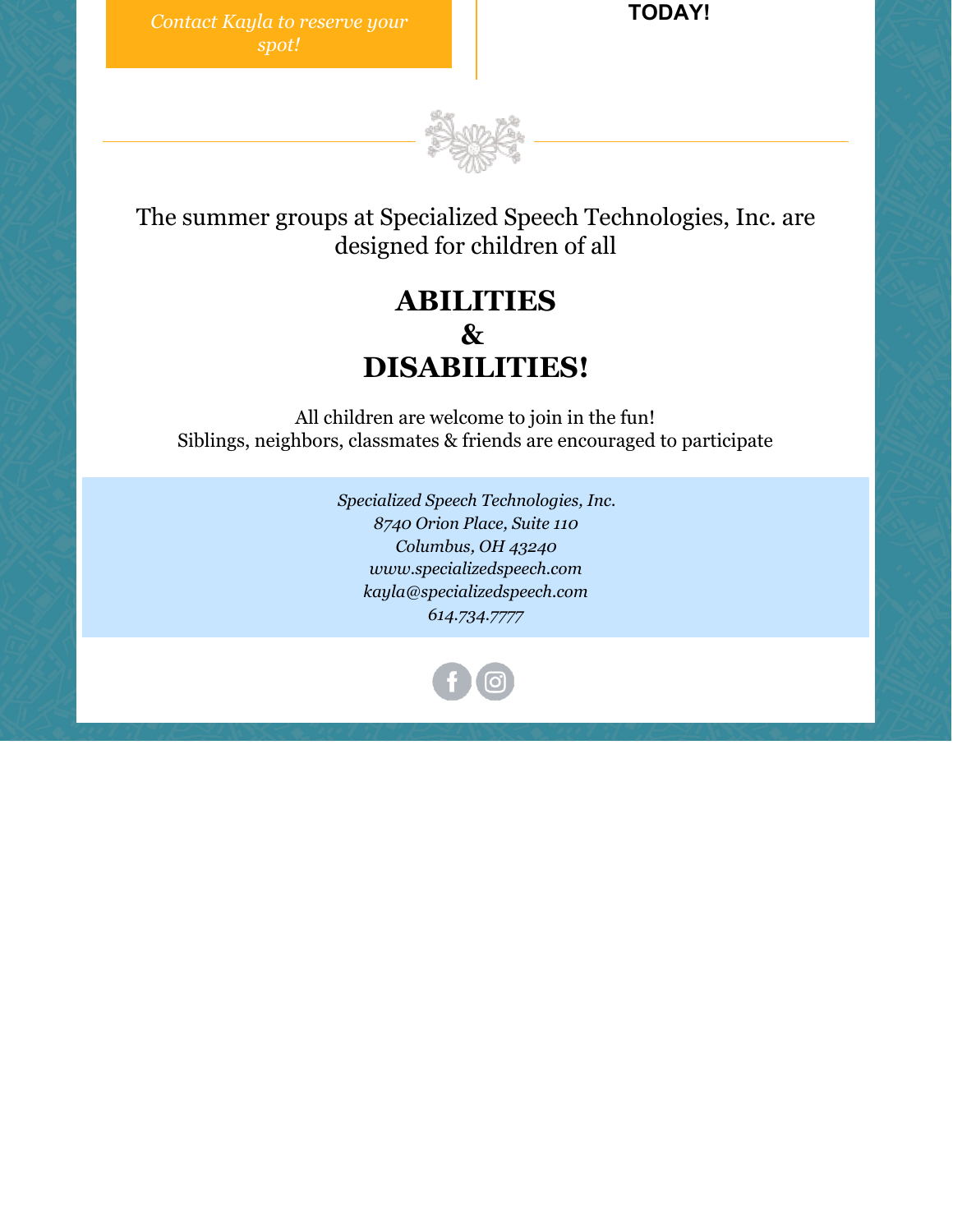*Contact Kayla to reserve your spot!*

**TODAY!**

The summer groups at Specialized Speech Technologies, Inc. are designed for children of all

## ABILITIES
## &
## DISABILITIES!

All children are welcome to join in the fun!
Siblings, neighbors, classmates & friends are encouraged to participate

*Specialized Speech Technologies, Inc.*
*8740 Orion Place, Suite 110*
*Columbus, OH 43240*
*www.specializedspeech.com*
*kayla@specializedspeech.com*
*614.734.7777*